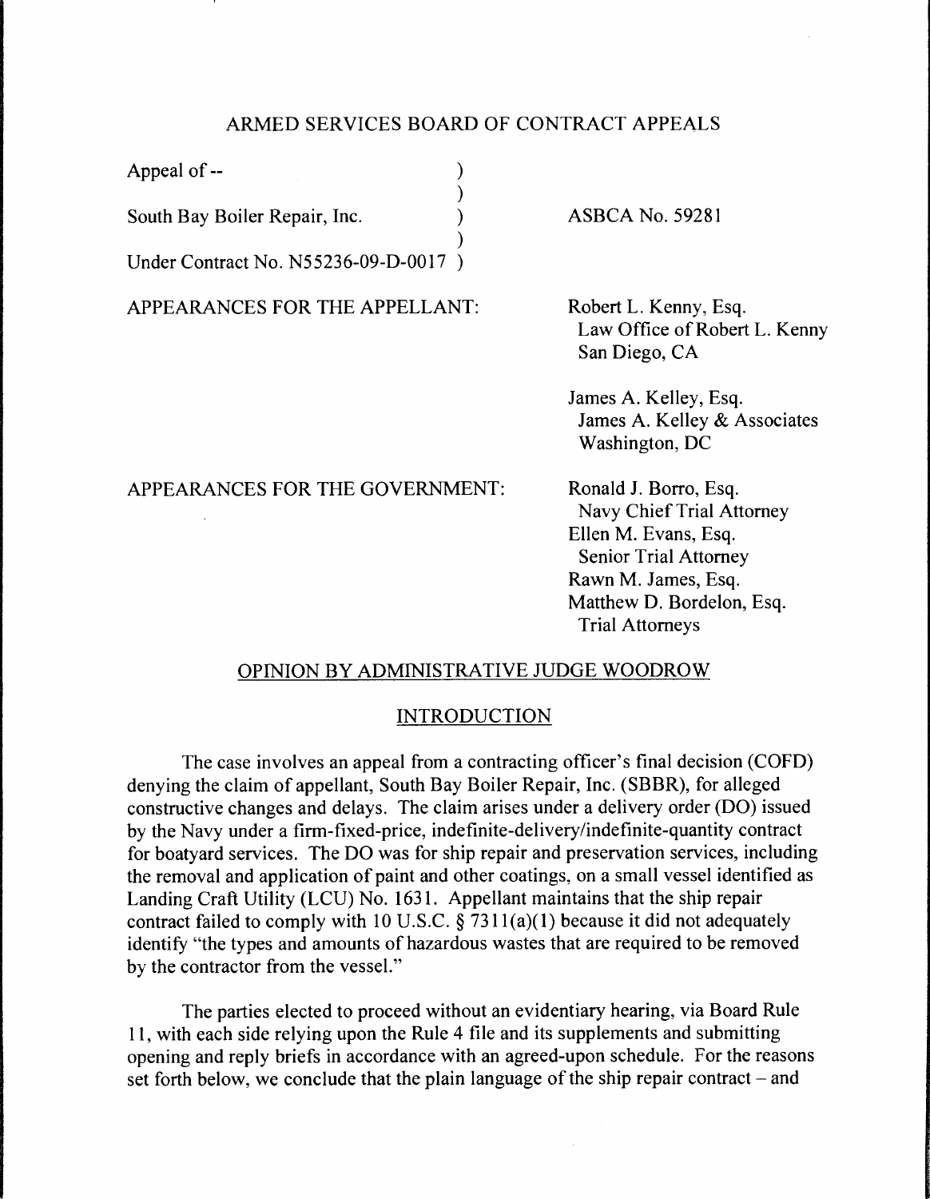# ARMED SERVICES BOARD OF CONTRACT APPEALS

| | |
|---|---|
| Appeal of -- <br><br> South Bay Boiler Repair, Inc. <br><br> Under Contract No. N55236-09-D-0017 | ASBCA No. 59281 |

APPEARANCES FOR THE APPELLANT:

Robert L. Kenny, Esq.
Law Office of Robert L. Kenny
San Diego, CA

James A. Kelley, Esq.
James A. Kelley & Associates
Washington, DC

APPEARANCES FOR THE GOVERNMENT:

Ronald J. Borro, Esq.
Navy Chief Trial Attorney
Ellen M. Evans, Esq.
Senior Trial Attorney
Rawn M. James, Esq.
Matthew D. Bordelon, Esq.
Trial Attorneys

## OPINION BY ADMINISTRATIVE JUDGE WOODROW

## INTRODUCTION

The case involves an appeal from a contracting officer's final decision (COFD) denying the claim of appellant, South Bay Boiler Repair, Inc. (SBBR), for alleged constructive changes and delays. The claim arises under a delivery order (DO) issued by the Navy under a firm-fixed-price, indefinite-delivery/indefinite-quantity contract for boatyard services. The DO was for ship repair and preservation services, including the removal and application of paint and other coatings, on a small vessel identified as Landing Craft Utility (LCU) No. 1631. Appellant maintains that the ship repair contract failed to comply with 10 U.S.C. § 7311(a)(1) because it did not adequately identify "the types and amounts of hazardous wastes that are required to be removed by the contractor from the vessel."

The parties elected to proceed without an evidentiary hearing, via Board Rule 11, with each side relying upon the Rule 4 file and its supplements and submitting opening and reply briefs in accordance with an agreed-upon schedule. For the reasons set forth below, we conclude that the plain language of the ship repair contract – and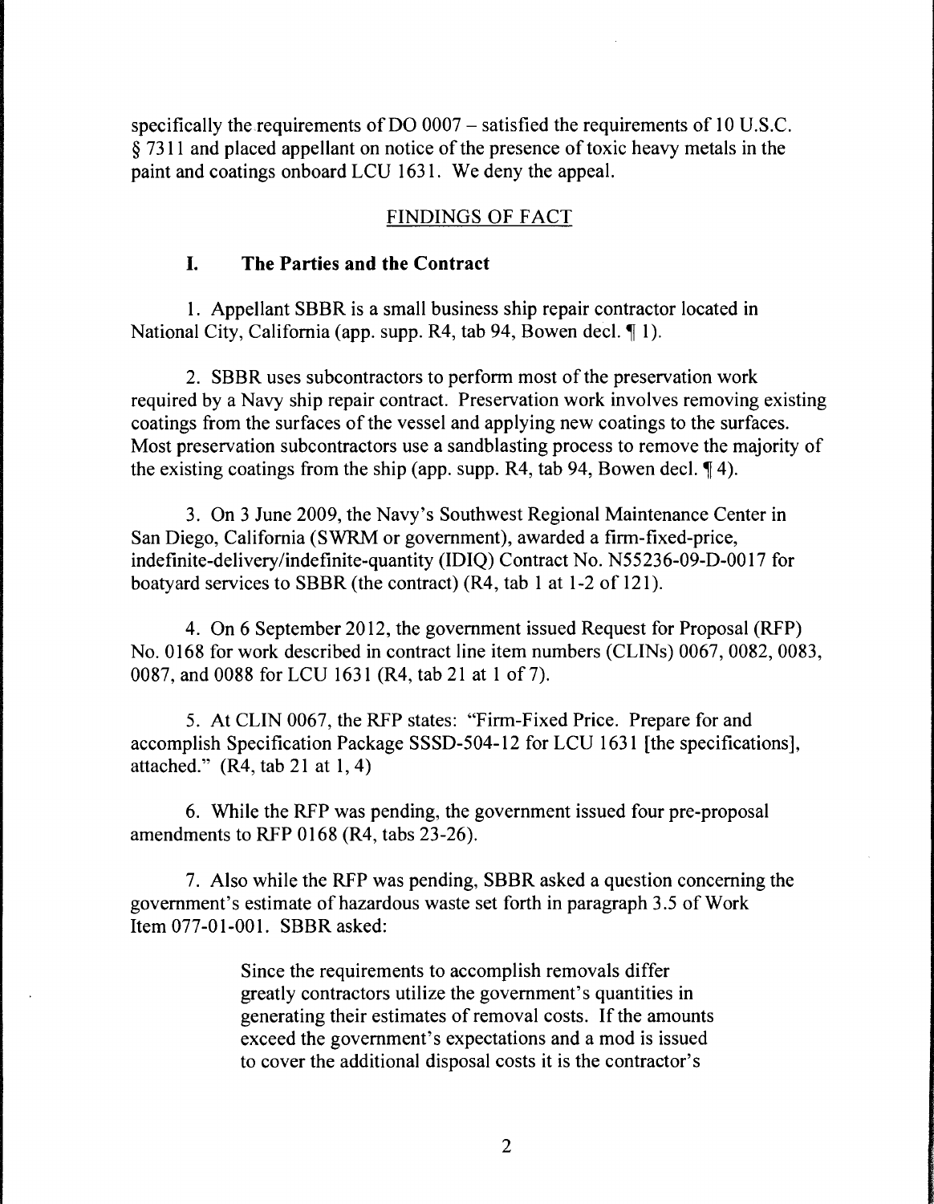specifically the requirements of DO 0007 – satisfied the requirements of 10 U.S.C. § 7311 and placed appellant on notice of the presence of toxic heavy metals in the paint and coatings onboard LCU 1631. We deny the appeal.

## FINDINGS OF FACT

### I. The Parties and the Contract

1. Appellant SBBR is a small business ship repair contractor located in National City, California (app. supp. R4, tab 94, Bowen decl. ¶ 1).

2. SBBR uses subcontractors to perform most of the preservation work required by a Navy ship repair contract. Preservation work involves removing existing coatings from the surfaces of the vessel and applying new coatings to the surfaces. Most preservation subcontractors use a sandblasting process to remove the majority of the existing coatings from the ship (app. supp. R4, tab 94, Bowen decl. ¶ 4).

3. On 3 June 2009, the Navy's Southwest Regional Maintenance Center in San Diego, California (SWRM or government), awarded a firm-fixed-price, indefinite-delivery/indefinite-quantity (IDIQ) Contract No. N55236-09-D-0017 for boatyard services to SBBR (the contract) (R4, tab 1 at 1-2 of 121).

4. On 6 September 2012, the government issued Request for Proposal (RFP) No. 0168 for work described in contract line item numbers (CLINs) 0067, 0082, 0083, 0087, and 0088 for LCU 1631 (R4, tab 21 at 1 of 7).

5. At CLIN 0067, the RFP states: "Firm-Fixed Price. Prepare for and accomplish Specification Package SSSD-504-12 for LCU 1631 [the specifications], attached." (R4, tab 21 at 1, 4)

6. While the RFP was pending, the government issued four pre-proposal amendments to RFP 0168 (R4, tabs 23-26).

7. Also while the RFP was pending, SBBR asked a question concerning the government's estimate of hazardous waste set forth in paragraph 3.5 of Work Item 077-01-001. SBBR asked:

> Since the requirements to accomplish removals differ greatly contractors utilize the government's quantities in generating their estimates of removal costs. If the amounts exceed the government's expectations and a mod is issued to cover the additional disposal costs it is the contractor's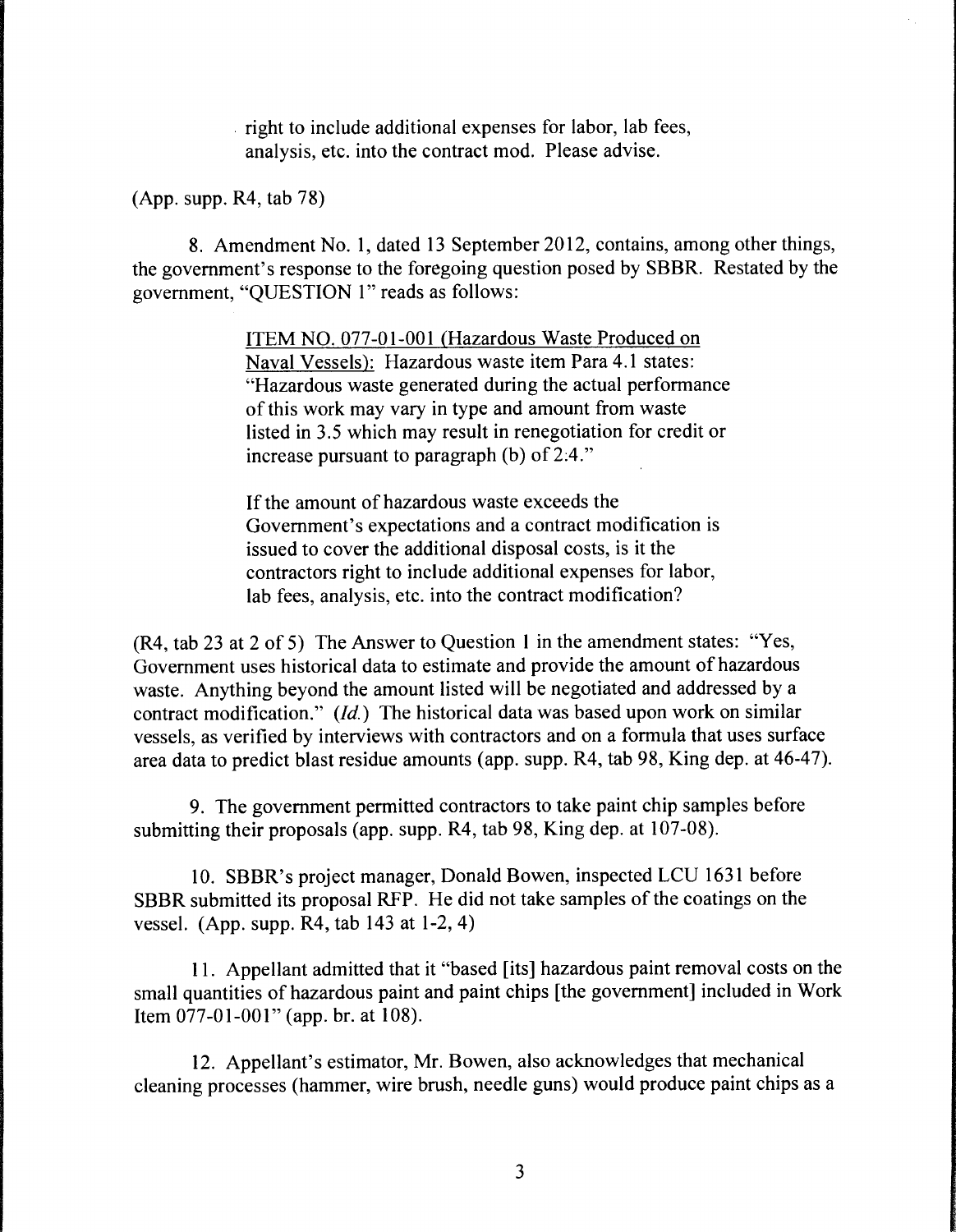right to include additional expenses for labor, lab fees, analysis, etc. into the contract mod. Please advise.

(App. supp. R4, tab 78)

8. Amendment No. 1, dated 13 September 2012, contains, among other things, the government's response to the foregoing question posed by SBBR. Restated by the government, "QUESTION 1" reads as follows:

> ITEM NO. 077-01-001 (Hazardous Waste Produced on Naval Vessels): Hazardous waste item Para 4.1 states: "Hazardous waste generated during the actual performance of this work may vary in type and amount from waste listed in 3.5 which may result in renegotiation for credit or increase pursuant to paragraph (b) of 2:4."
>
> If the amount of hazardous waste exceeds the Government's expectations and a contract modification is issued to cover the additional disposal costs, is it the contractors right to include additional expenses for labor, lab fees, analysis, etc. into the contract modification?

(R4, tab 23 at 2 of 5) The Answer to Question 1 in the amendment states: "Yes, Government uses historical data to estimate and provide the amount of hazardous waste. Anything beyond the amount listed will be negotiated and addressed by a contract modification." (*Id.*) The historical data was based upon work on similar vessels, as verified by interviews with contractors and on a formula that uses surface area data to predict blast residue amounts (app. supp. R4, tab 98, King dep. at 46-47).

9. The government permitted contractors to take paint chip samples before submitting their proposals (app. supp. R4, tab 98, King dep. at 107-08).

10. SBBR's project manager, Donald Bowen, inspected LCU 1631 before SBBR submitted its proposal RFP. He did not take samples of the coatings on the vessel. (App. supp. R4, tab 143 at 1-2, 4)

11. Appellant admitted that it "based [its] hazardous paint removal costs on the small quantities of hazardous paint and paint chips [the government] included in Work Item 077-01-001" (app. br. at 108).

12. Appellant's estimator, Mr. Bowen, also acknowledges that mechanical cleaning processes (hammer, wire brush, needle guns) would produce paint chips as a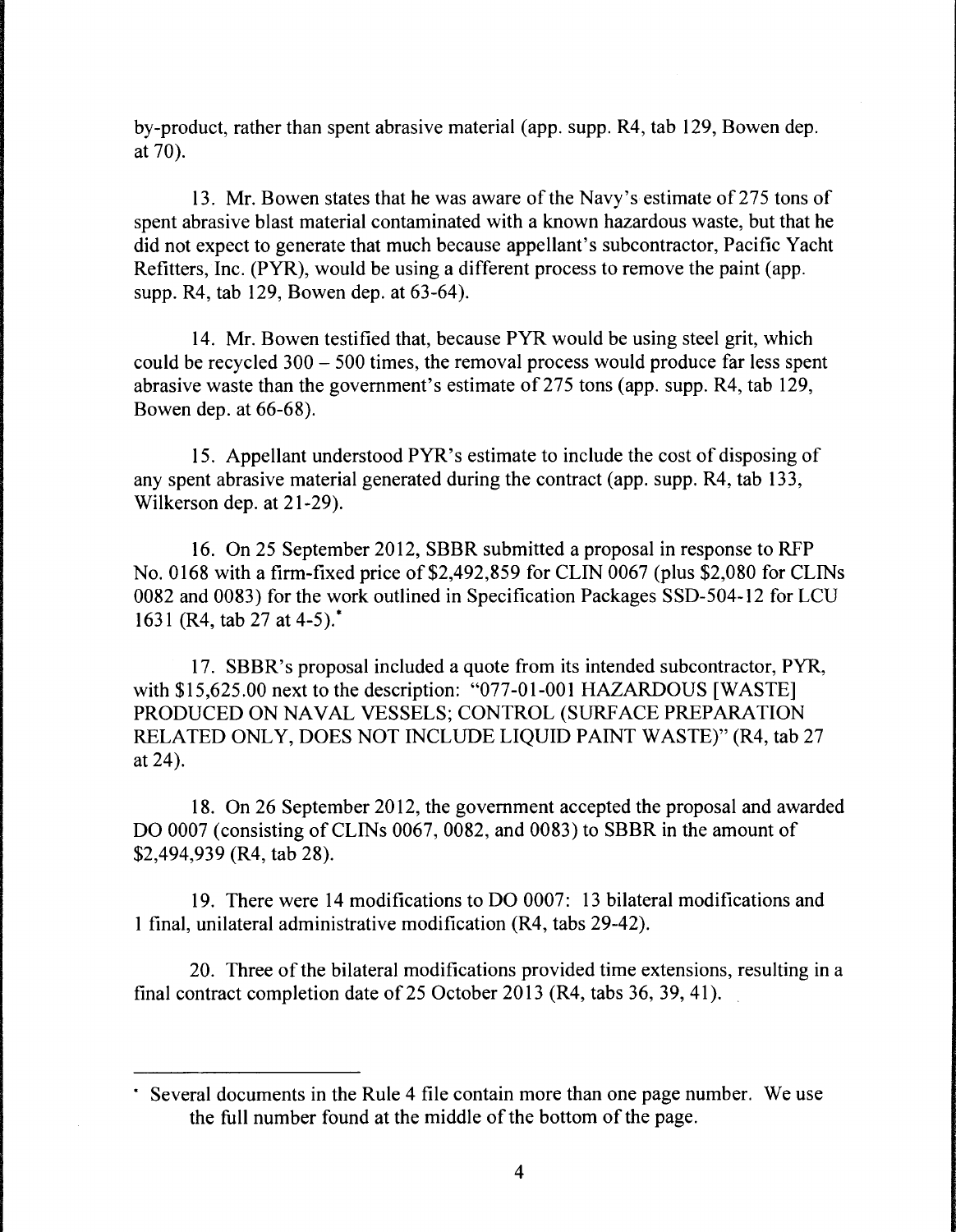by-product, rather than spent abrasive material (app. supp. R4, tab 129, Bowen dep. at 70).

13. Mr. Bowen states that he was aware of the Navy's estimate of 275 tons of spent abrasive blast material contaminated with a known hazardous waste, but that he did not expect to generate that much because appellant's subcontractor, Pacific Yacht Refitters, Inc. (PYR), would be using a different process to remove the paint (app. supp. R4, tab 129, Bowen dep. at 63-64).

14. Mr. Bowen testified that, because PYR would be using steel grit, which could be recycled 300 – 500 times, the removal process would produce far less spent abrasive waste than the government's estimate of 275 tons (app. supp. R4, tab 129, Bowen dep. at 66-68).

15. Appellant understood PYR's estimate to include the cost of disposing of any spent abrasive material generated during the contract (app. supp. R4, tab 133, Wilkerson dep. at 21-29).

16. On 25 September 2012, SBBR submitted a proposal in response to RFP No. 0168 with a firm-fixed price of $2,492,859 for CLIN 0067 (plus $2,080 for CLINs 0082 and 0083) for the work outlined in Specification Packages SSD-504-12 for LCU 1631 (R4, tab 27 at 4-5).*

17. SBBR's proposal included a quote from its intended subcontractor, PYR, with $15,625.00 next to the description: "077-01-001 HAZARDOUS [WASTE] PRODUCED ON NAVAL VESSELS; CONTROL (SURFACE PREPARATION RELATED ONLY, DOES NOT INCLUDE LIQUID PAINT WASTE)" (R4, tab 27 at 24).

18. On 26 September 2012, the government accepted the proposal and awarded DO 0007 (consisting of CLINs 0067, 0082, and 0083) to SBBR in the amount of $2,494,939 (R4, tab 28).

19. There were 14 modifications to DO 0007: 13 bilateral modifications and 1 final, unilateral administrative modification (R4, tabs 29-42).

20. Three of the bilateral modifications provided time extensions, resulting in a final contract completion date of 25 October 2013 (R4, tabs 36, 39, 41).

---

* Several documents in the Rule 4 file contain more than one page number. We use the full number found at the middle of the bottom of the page.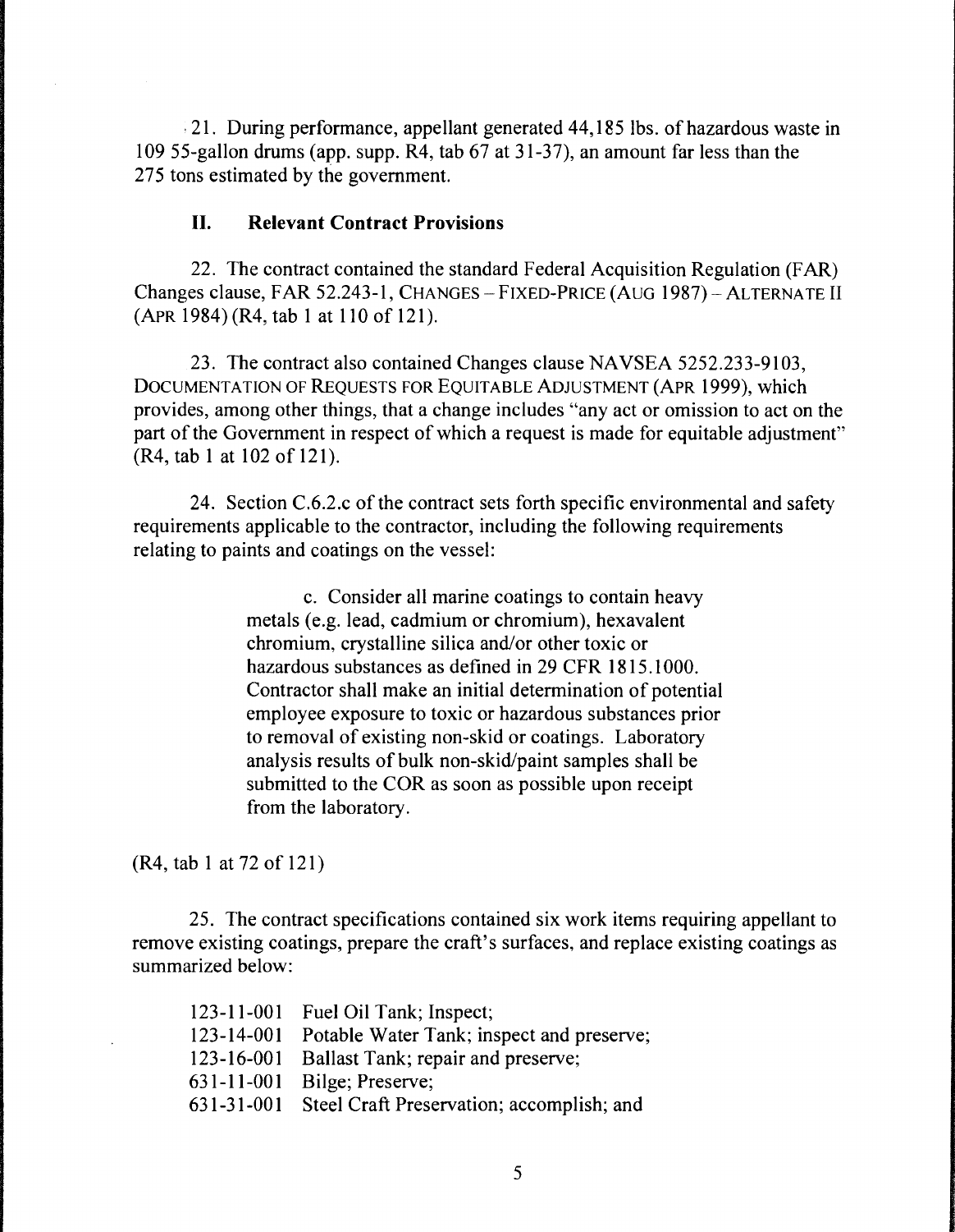21. During performance, appellant generated 44,185 lbs. of hazardous waste in 109 55-gallon drums (app. supp. R4, tab 67 at 31-37), an amount far less than the 275 tons estimated by the government.

## II. Relevant Contract Provisions

22. The contract contained the standard Federal Acquisition Regulation (FAR) Changes clause, FAR 52.243-1, CHANGES – FIXED-PRICE (AUG 1987) – ALTERNATE II (APR 1984) (R4, tab 1 at 110 of 121).

23. The contract also contained Changes clause NAVSEA 5252.233-9103, DOCUMENTATION OF REQUESTS FOR EQUITABLE ADJUSTMENT (APR 1999), which provides, among other things, that a change includes "any act or omission to act on the part of the Government in respect of which a request is made for equitable adjustment" (R4, tab 1 at 102 of 121).

24. Section C.6.2.c of the contract sets forth specific environmental and safety requirements applicable to the contractor, including the following requirements relating to paints and coatings on the vessel:

> c. Consider all marine coatings to contain heavy metals (e.g. lead, cadmium or chromium), hexavalent chromium, crystalline silica and/or other toxic or hazardous substances as defined in 29 CFR 1815.1000. Contractor shall make an initial determination of potential employee exposure to toxic or hazardous substances prior to removal of existing non-skid or coatings. Laboratory analysis results of bulk non-skid/paint samples shall be submitted to the COR as soon as possible upon receipt from the laboratory.

(R4, tab 1 at 72 of 121)

25. The contract specifications contained six work items requiring appellant to remove existing coatings, prepare the craft's surfaces, and replace existing coatings as summarized below:

123-11-001 Fuel Oil Tank; Inspect;
123-14-001 Potable Water Tank; inspect and preserve;
123-16-001 Ballast Tank; repair and preserve;
631-11-001 Bilge; Preserve;
631-31-001 Steel Craft Preservation; accomplish; and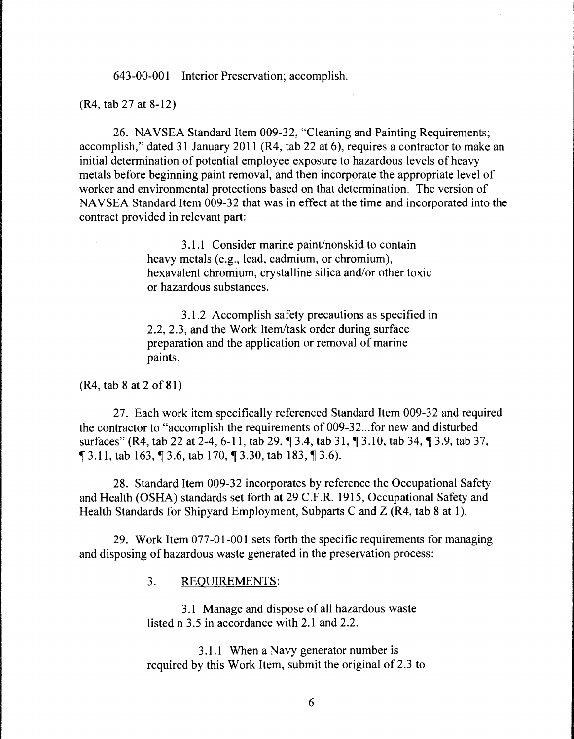643-00-001 Interior Preservation; accomplish.

(R4, tab 27 at 8-12)

26. NAVSEA Standard Item 009-32, "Cleaning and Painting Requirements; accomplish," dated 31 January 2011 (R4, tab 22 at 6), requires a contractor to make an initial determination of potential employee exposure to hazardous levels of heavy metals before beginning paint removal, and then incorporate the appropriate level of worker and environmental protections based on that determination. The version of NAVSEA Standard Item 009-32 that was in effect at the time and incorporated into the contract provided in relevant part:

> 3.1.1 Consider marine paint/nonskid to contain heavy metals (e.g., lead, cadmium, or chromium), hexavalent chromium, crystalline silica and/or other toxic or hazardous substances.
>
> 3.1.2 Accomplish safety precautions as specified in 2.2, 2.3, and the Work Item/task order during surface preparation and the application or removal of marine paints.

(R4, tab 8 at 2 of 81)

27. Each work item specifically referenced Standard Item 009-32 and required the contractor to "accomplish the requirements of 009-32...for new and disturbed surfaces" (R4, tab 22 at 2-4, 6-11, tab 29, ¶ 3.4, tab 31, ¶ 3.10, tab 34, ¶ 3.9, tab 37, ¶ 3.11, tab 163, ¶ 3.6, tab 170, ¶ 3.30, tab 183, ¶ 3.6).

28. Standard Item 009-32 incorporates by reference the Occupational Safety and Health (OSHA) standards set forth at 29 C.F.R. 1915, Occupational Safety and Health Standards for Shipyard Employment, Subparts C and Z (R4, tab 8 at 1).

29. Work Item 077-01-001 sets forth the specific requirements for managing and disposing of hazardous waste generated in the preservation process:

> 3. REQUIREMENTS:
>
> 3.1 Manage and dispose of all hazardous waste listed n 3.5 in accordance with 2.1 and 2.2.
>
> 3.1.1 When a Navy generator number is required by this Work Item, submit the original of 2.3 to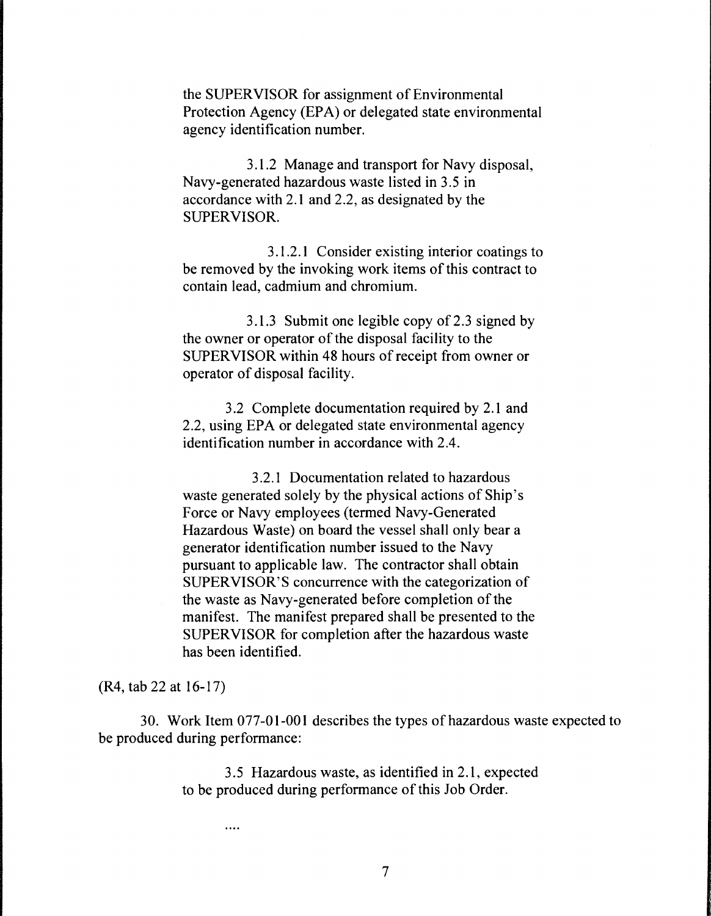the SUPERVISOR for assignment of Environmental Protection Agency (EPA) or delegated state environmental agency identification number.

> 3.1.2 Manage and transport for Navy disposal, Navy-generated hazardous waste listed in 3.5 in accordance with 2.1 and 2.2, as designated by the SUPERVISOR.
>
> 3.1.2.1 Consider existing interior coatings to be removed by the invoking work items of this contract to contain lead, cadmium and chromium.
>
> 3.1.3 Submit one legible copy of 2.3 signed by the owner or operator of the disposal facility to the SUPERVISOR within 48 hours of receipt from owner or operator of disposal facility.
>
> 3.2 Complete documentation required by 2.1 and 2.2, using EPA or delegated state environmental agency identification number in accordance with 2.4.
>
> 3.2.1 Documentation related to hazardous waste generated solely by the physical actions of Ship's Force or Navy employees (termed Navy-Generated Hazardous Waste) on board the vessel shall only bear a generator identification number issued to the Navy pursuant to applicable law. The contractor shall obtain SUPERVISOR'S concurrence with the categorization of the waste as Navy-generated before completion of the manifest. The manifest prepared shall be presented to the SUPERVISOR for completion after the hazardous waste has been identified.

(R4, tab 22 at 16-17)

30. Work Item 077-01-001 describes the types of hazardous waste expected to be produced during performance:

> 3.5 Hazardous waste, as identified in 2.1, expected to be produced during performance of this Job Order.
>
> ....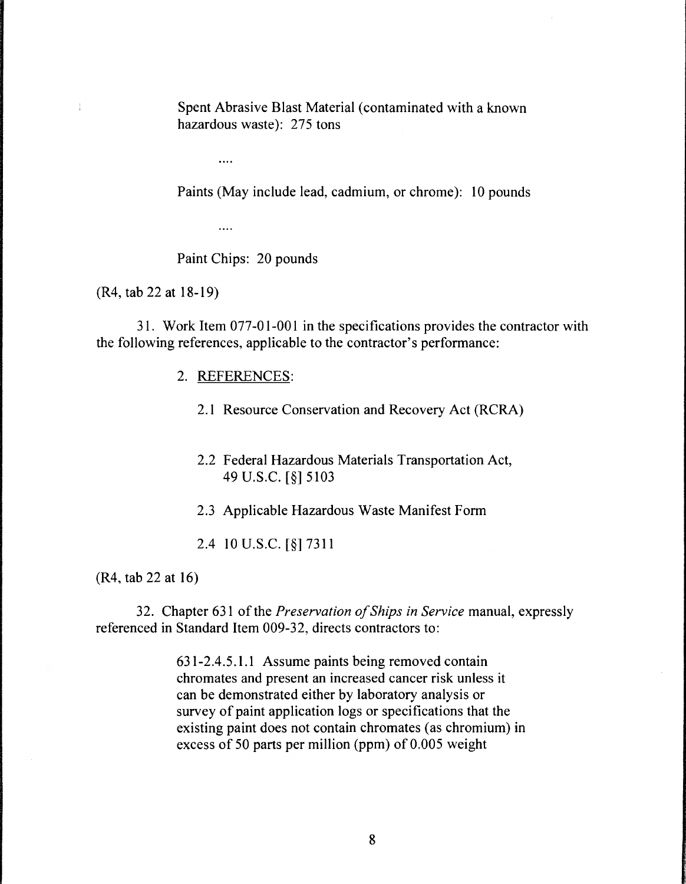> Spent Abrasive Blast Material (contaminated with a known hazardous waste): 275 tons
>
> ....
>
> Paints (May include lead, cadmium, or chrome): 10 pounds
>
> ....
>
> Paint Chips: 20 pounds

(R4, tab 22 at 18-19)

31. Work Item 077-01-001 in the specifications provides the contractor with the following references, applicable to the contractor's performance:

> 2. REFERENCES:
>
> 2.1 Resource Conservation and Recovery Act (RCRA)
>
> 2.2 Federal Hazardous Materials Transportation Act, 49 U.S.C. [§] 5103
>
> 2.3 Applicable Hazardous Waste Manifest Form
>
> 2.4 10 U.S.C. [§] 7311

(R4, tab 22 at 16)

32. Chapter 631 of the *Preservation of Ships in Service* manual, expressly referenced in Standard Item 009-32, directs contractors to:

> 631-2.4.5.1.1 Assume paints being removed contain chromates and present an increased cancer risk unless it can be demonstrated either by laboratory analysis or survey of paint application logs or specifications that the existing paint does not contain chromates (as chromium) in excess of 50 parts per million (ppm) of 0.005 weight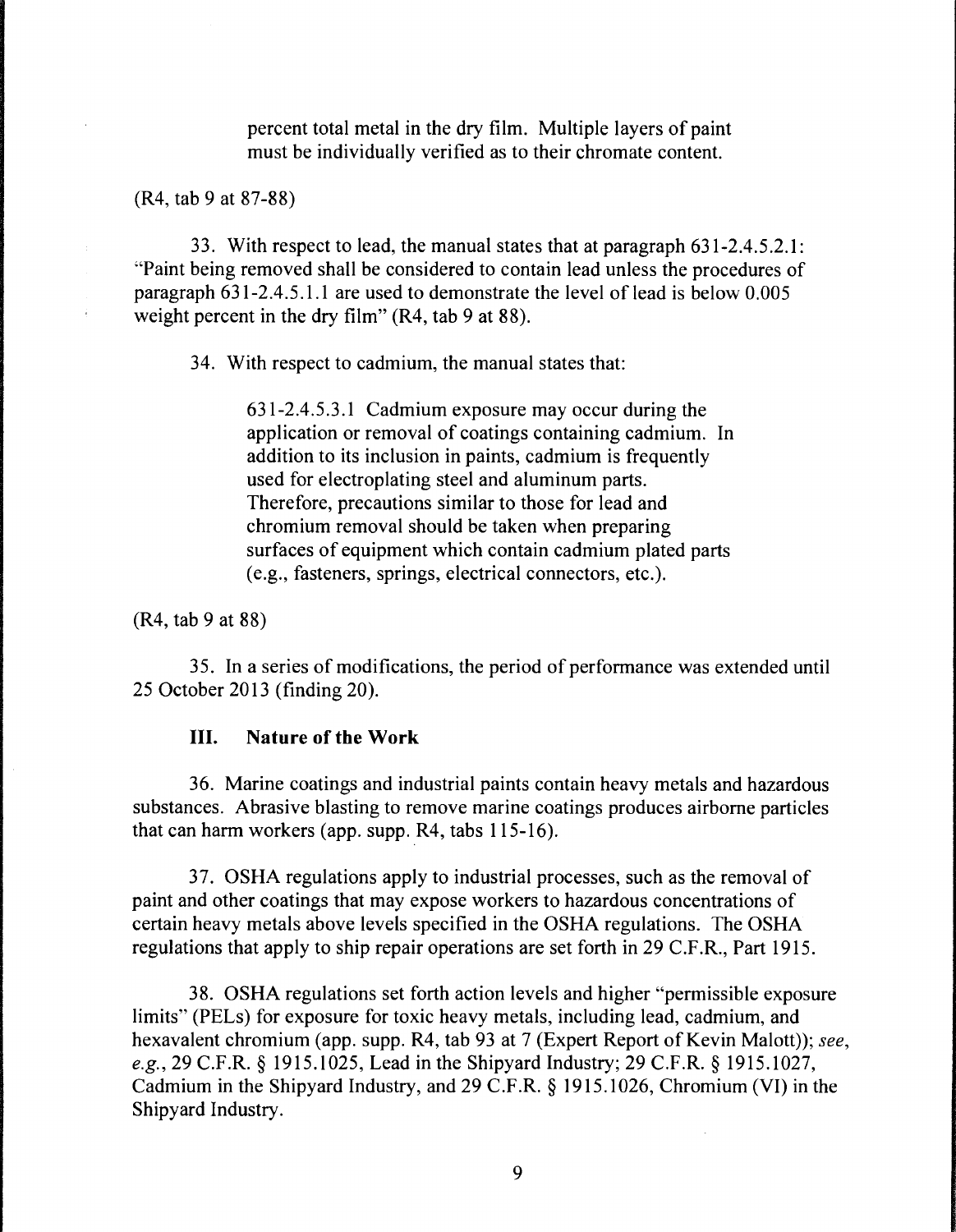> percent total metal in the dry film. Multiple layers of paint must be individually verified as to their chromate content.

(R4, tab 9 at 87-88)

33. With respect to lead, the manual states that at paragraph 631-2.4.5.2.1: "Paint being removed shall be considered to contain lead unless the procedures of paragraph 631-2.4.5.1.1 are used to demonstrate the level of lead is below 0.005 weight percent in the dry film" (R4, tab 9 at 88).

34. With respect to cadmium, the manual states that:

> 631-2.4.5.3.1 Cadmium exposure may occur during the application or removal of coatings containing cadmium. In addition to its inclusion in paints, cadmium is frequently used for electroplating steel and aluminum parts. Therefore, precautions similar to those for lead and chromium removal should be taken when preparing surfaces of equipment which contain cadmium plated parts (e.g., fasteners, springs, electrical connectors, etc.).

(R4, tab 9 at 88)

35. In a series of modifications, the period of performance was extended until 25 October 2013 (finding 20).

## III. Nature of the Work

36. Marine coatings and industrial paints contain heavy metals and hazardous substances. Abrasive blasting to remove marine coatings produces airborne particles that can harm workers (app. supp. R4, tabs 115-16).

37. OSHA regulations apply to industrial processes, such as the removal of paint and other coatings that may expose workers to hazardous concentrations of certain heavy metals above levels specified in the OSHA regulations. The OSHA regulations that apply to ship repair operations are set forth in 29 C.F.R., Part 1915.

38. OSHA regulations set forth action levels and higher "permissible exposure limits" (PELs) for exposure for toxic heavy metals, including lead, cadmium, and hexavalent chromium (app. supp. R4, tab 93 at 7 (Expert Report of Kevin Malott)); *see, e.g.*, 29 C.F.R. § 1915.1025, Lead in the Shipyard Industry; 29 C.F.R. § 1915.1027, Cadmium in the Shipyard Industry, and 29 C.F.R. § 1915.1026, Chromium (VI) in the Shipyard Industry.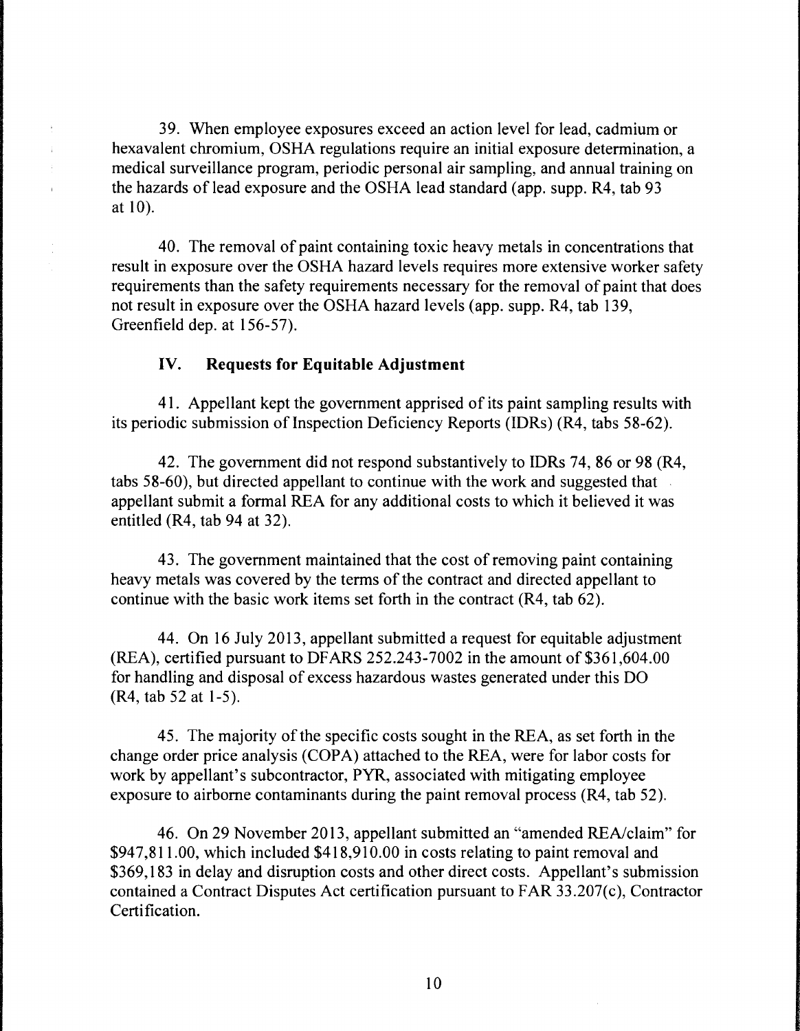39. When employee exposures exceed an action level for lead, cadmium or hexavalent chromium, OSHA regulations require an initial exposure determination, a medical surveillance program, periodic personal air sampling, and annual training on the hazards of lead exposure and the OSHA lead standard (app. supp. R4, tab 93 at 10).

40. The removal of paint containing toxic heavy metals in concentrations that result in exposure over the OSHA hazard levels requires more extensive worker safety requirements than the safety requirements necessary for the removal of paint that does not result in exposure over the OSHA hazard levels (app. supp. R4, tab 139, Greenfield dep. at 156-57).

### IV. Requests for Equitable Adjustment

41. Appellant kept the government apprised of its paint sampling results with its periodic submission of Inspection Deficiency Reports (IDRs) (R4, tabs 58-62).

42. The government did not respond substantively to IDRs 74, 86 or 98 (R4, tabs 58-60), but directed appellant to continue with the work and suggested that appellant submit a formal REA for any additional costs to which it believed it was entitled (R4, tab 94 at 32).

43. The government maintained that the cost of removing paint containing heavy metals was covered by the terms of the contract and directed appellant to continue with the basic work items set forth in the contract (R4, tab 62).

44. On 16 July 2013, appellant submitted a request for equitable adjustment (REA), certified pursuant to DFARS 252.243-7002 in the amount of $361,604.00 for handling and disposal of excess hazardous wastes generated under this DO (R4, tab 52 at 1-5).

45. The majority of the specific costs sought in the REA, as set forth in the change order price analysis (COPA) attached to the REA, were for labor costs for work by appellant's subcontractor, PYR, associated with mitigating employee exposure to airborne contaminants during the paint removal process (R4, tab 52).

46. On 29 November 2013, appellant submitted an "amended REA/claim" for $947,811.00, which included $418,910.00 in costs relating to paint removal and $369,183 in delay and disruption costs and other direct costs. Appellant's submission contained a Contract Disputes Act certification pursuant to FAR 33.207(c), Contractor Certification.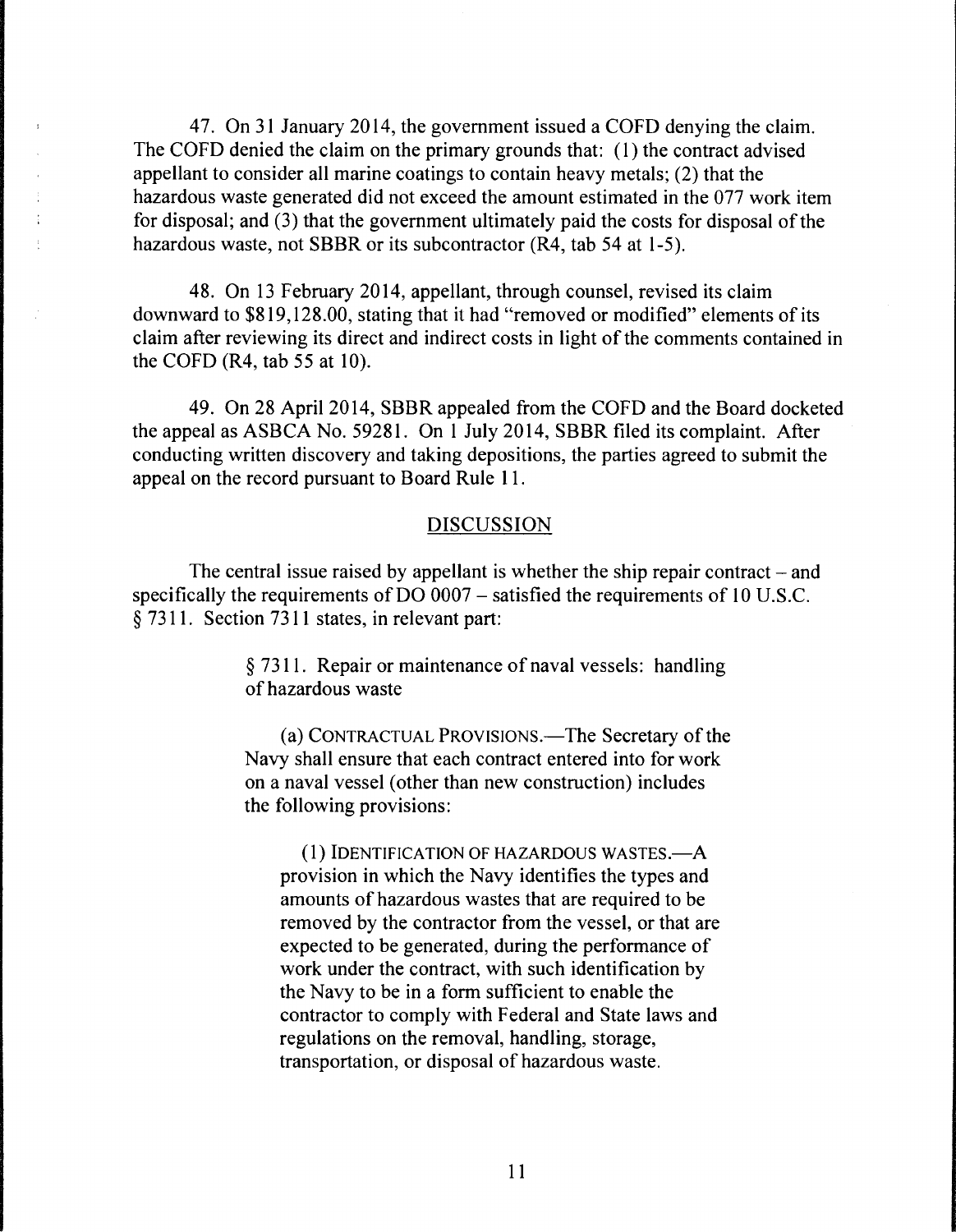47. On 31 January 2014, the government issued a COFD denying the claim. The COFD denied the claim on the primary grounds that: (1) the contract advised appellant to consider all marine coatings to contain heavy metals; (2) that the hazardous waste generated did not exceed the amount estimated in the 077 work item for disposal; and (3) that the government ultimately paid the costs for disposal of the hazardous waste, not SBBR or its subcontractor (R4, tab 54 at 1-5).

48. On 13 February 2014, appellant, through counsel, revised its claim downward to $819,128.00, stating that it had "removed or modified" elements of its claim after reviewing its direct and indirect costs in light of the comments contained in the COFD (R4, tab 55 at 10).

49. On 28 April 2014, SBBR appealed from the COFD and the Board docketed the appeal as ASBCA No. 59281. On 1 July 2014, SBBR filed its complaint. After conducting written discovery and taking depositions, the parties agreed to submit the appeal on the record pursuant to Board Rule 11.

## DISCUSSION

The central issue raised by appellant is whether the ship repair contract – and specifically the requirements of DO 0007 – satisfied the requirements of 10 U.S.C. § 7311. Section 7311 states, in relevant part:

> § 7311. Repair or maintenance of naval vessels: handling of hazardous waste
>
> (a) CONTRACTUAL PROVISIONS.—The Secretary of the Navy shall ensure that each contract entered into for work on a naval vessel (other than new construction) includes the following provisions:
>
> (1) IDENTIFICATION OF HAZARDOUS WASTES.—A provision in which the Navy identifies the types and amounts of hazardous wastes that are required to be removed by the contractor from the vessel, or that are expected to be generated, during the performance of work under the contract, with such identification by the Navy to be in a form sufficient to enable the contractor to comply with Federal and State laws and regulations on the removal, handling, storage, transportation, or disposal of hazardous waste.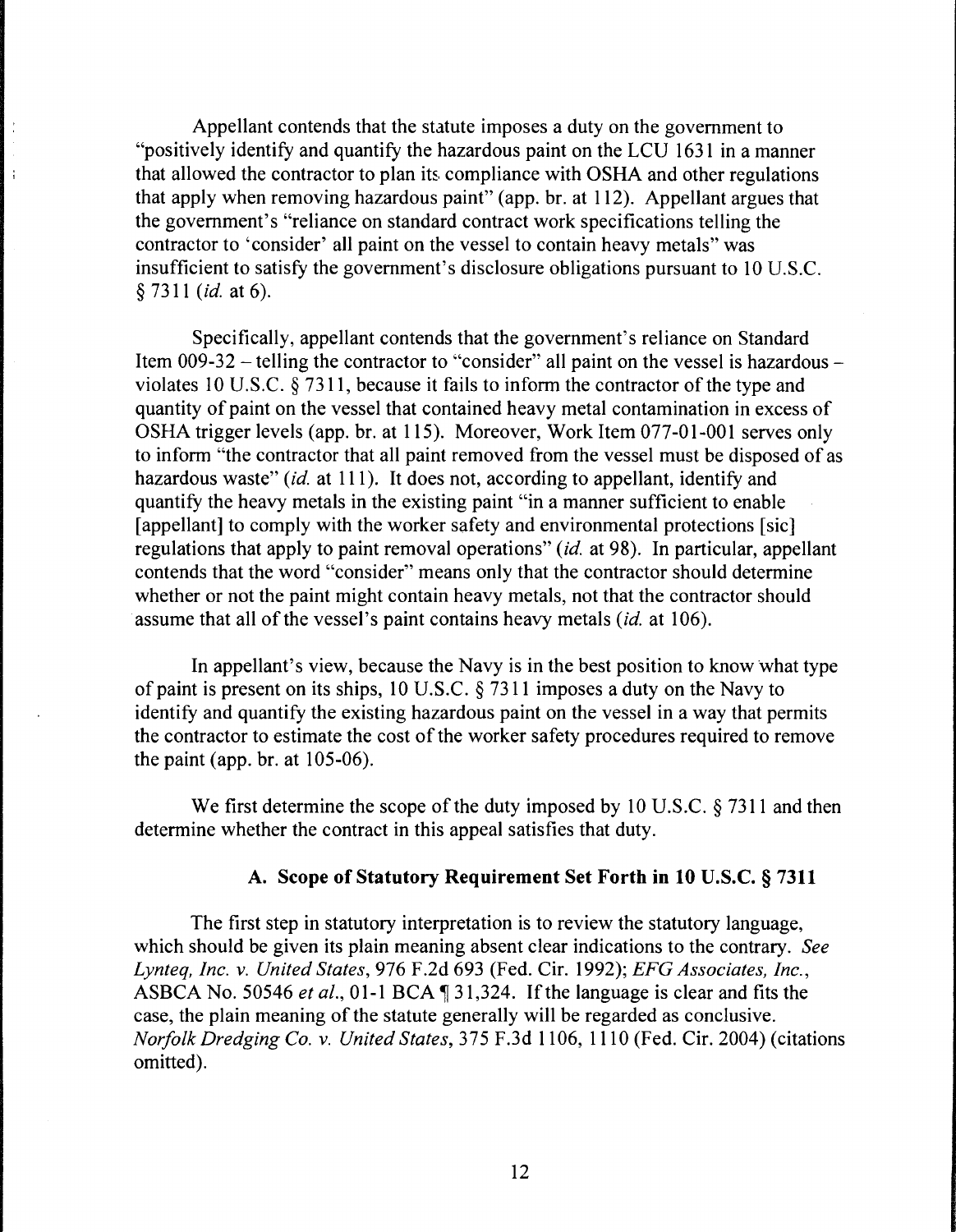Appellant contends that the statute imposes a duty on the government to "positively identify and quantify the hazardous paint on the LCU 1631 in a manner that allowed the contractor to plan its compliance with OSHA and other regulations that apply when removing hazardous paint" (app. br. at 112). Appellant argues that the government's "reliance on standard contract work specifications telling the contractor to 'consider' all paint on the vessel to contain heavy metals" was insufficient to satisfy the government's disclosure obligations pursuant to 10 U.S.C. § 7311 (*id.* at 6).

Specifically, appellant contends that the government's reliance on Standard Item 009-32 – telling the contractor to "consider" all paint on the vessel is hazardous – violates 10 U.S.C. § 7311, because it fails to inform the contractor of the type and quantity of paint on the vessel that contained heavy metal contamination in excess of OSHA trigger levels (app. br. at 115). Moreover, Work Item 077-01-001 serves only to inform "the contractor that all paint removed from the vessel must be disposed of as hazardous waste" (*id.* at 111). It does not, according to appellant, identify and quantify the heavy metals in the existing paint "in a manner sufficient to enable [appellant] to comply with the worker safety and environmental protections [sic] regulations that apply to paint removal operations" (*id.* at 98). In particular, appellant contends that the word "consider" means only that the contractor should determine whether or not the paint might contain heavy metals, not that the contractor should assume that all of the vessel's paint contains heavy metals (*id.* at 106).

In appellant's view, because the Navy is in the best position to know what type of paint is present on its ships, 10 U.S.C. § 7311 imposes a duty on the Navy to identify and quantify the existing hazardous paint on the vessel in a way that permits the contractor to estimate the cost of the worker safety procedures required to remove the paint (app. br. at 105-06).

We first determine the scope of the duty imposed by 10 U.S.C. § 7311 and then determine whether the contract in this appeal satisfies that duty.

### A. Scope of Statutory Requirement Set Forth in 10 U.S.C. § 7311

The first step in statutory interpretation is to review the statutory language, which should be given its plain meaning absent clear indications to the contrary. *See Lynteq, Inc. v. United States*, 976 F.2d 693 (Fed. Cir. 1992); *EFG Associates, Inc.*, ASBCA No. 50546 *et al.*, 01-1 BCA ¶ 31,324. If the language is clear and fits the case, the plain meaning of the statute generally will be regarded as conclusive. *Norfolk Dredging Co. v. United States*, 375 F.3d 1106, 1110 (Fed. Cir. 2004) (citations omitted).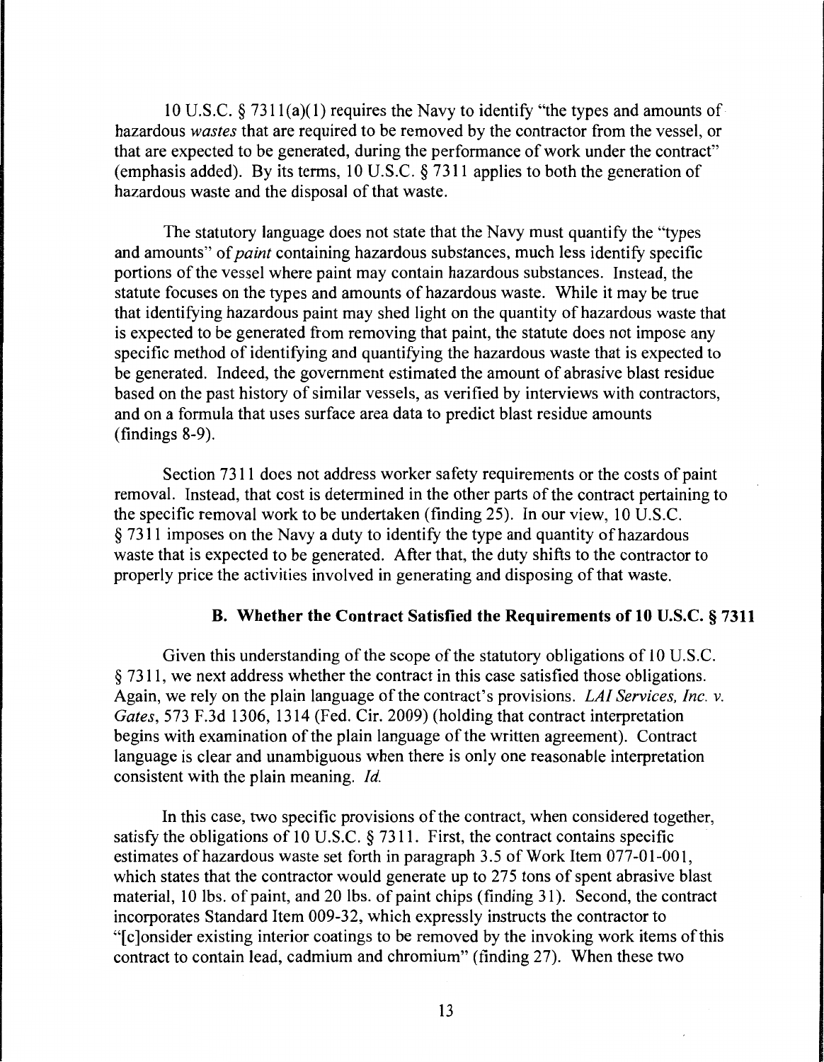10 U.S.C. § 7311(a)(1) requires the Navy to identify "the types and amounts of hazardous *wastes* that are required to be removed by the contractor from the vessel, or that are expected to be generated, during the performance of work under the contract" (emphasis added). By its terms, 10 U.S.C. § 7311 applies to both the generation of hazardous waste and the disposal of that waste.

The statutory language does not state that the Navy must quantify the "types and amounts" of *paint* containing hazardous substances, much less identify specific portions of the vessel where paint may contain hazardous substances. Instead, the statute focuses on the types and amounts of hazardous waste. While it may be true that identifying hazardous paint may shed light on the quantity of hazardous waste that is expected to be generated from removing that paint, the statute does not impose any specific method of identifying and quantifying the hazardous waste that is expected to be generated. Indeed, the government estimated the amount of abrasive blast residue based on the past history of similar vessels, as verified by interviews with contractors, and on a formula that uses surface area data to predict blast residue amounts (findings 8-9).

Section 7311 does not address worker safety requirements or the costs of paint removal. Instead, that cost is determined in the other parts of the contract pertaining to the specific removal work to be undertaken (finding 25). In our view, 10 U.S.C. § 7311 imposes on the Navy a duty to identify the type and quantity of hazardous waste that is expected to be generated. After that, the duty shifts to the contractor to properly price the activities involved in generating and disposing of that waste.

### B. Whether the Contract Satisfied the Requirements of 10 U.S.C. § 7311

Given this understanding of the scope of the statutory obligations of 10 U.S.C. § 7311, we next address whether the contract in this case satisfied those obligations. Again, we rely on the plain language of the contract's provisions. *LAI Services, Inc. v. Gates*, 573 F.3d 1306, 1314 (Fed. Cir. 2009) (holding that contract interpretation begins with examination of the plain language of the written agreement). Contract language is clear and unambiguous when there is only one reasonable interpretation consistent with the plain meaning. *Id.*

In this case, two specific provisions of the contract, when considered together, satisfy the obligations of 10 U.S.C. § 7311. First, the contract contains specific estimates of hazardous waste set forth in paragraph 3.5 of Work Item 077-01-001, which states that the contractor would generate up to 275 tons of spent abrasive blast material, 10 lbs. of paint, and 20 lbs. of paint chips (finding 31). Second, the contract incorporates Standard Item 009-32, which expressly instructs the contractor to "[c]onsider existing interior coatings to be removed by the invoking work items of this contract to contain lead, cadmium and chromium" (finding 27). When these two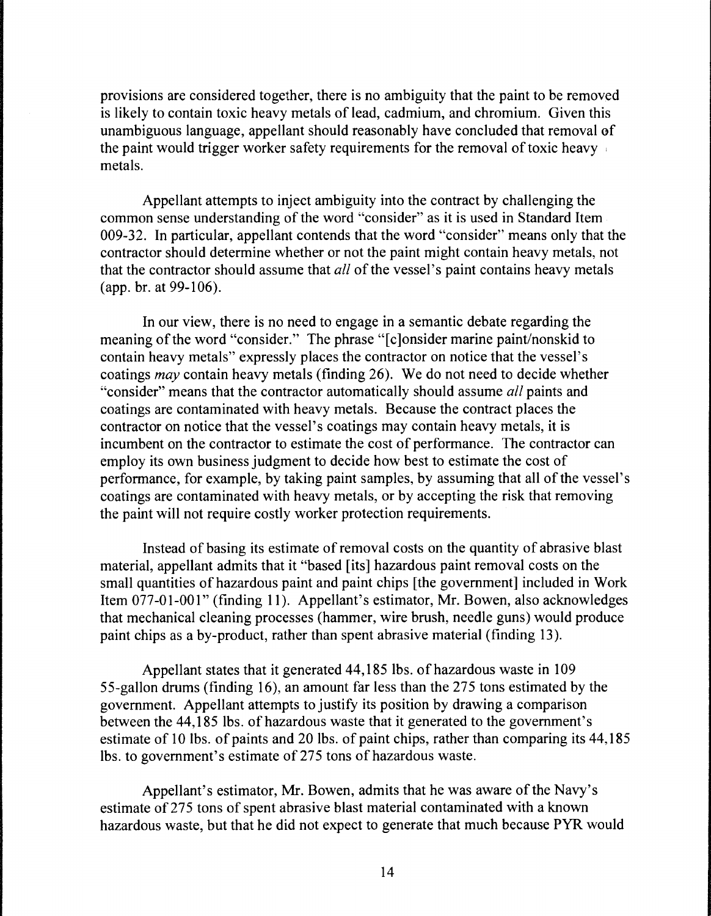provisions are considered together, there is no ambiguity that the paint to be removed is likely to contain toxic heavy metals of lead, cadmium, and chromium. Given this unambiguous language, appellant should reasonably have concluded that removal of the paint would trigger worker safety requirements for the removal of toxic heavy metals.

Appellant attempts to inject ambiguity into the contract by challenging the common sense understanding of the word "consider" as it is used in Standard Item 009-32. In particular, appellant contends that the word "consider" means only that the contractor should determine whether or not the paint might contain heavy metals, not that the contractor should assume that *all* of the vessel's paint contains heavy metals (app. br. at 99-106).

In our view, there is no need to engage in a semantic debate regarding the meaning of the word "consider." The phrase "[c]onsider marine paint/nonskid to contain heavy metals" expressly places the contractor on notice that the vessel's coatings *may* contain heavy metals (finding 26). We do not need to decide whether "consider" means that the contractor automatically should assume *all* paints and coatings are contaminated with heavy metals. Because the contract places the contractor on notice that the vessel's coatings may contain heavy metals, it is incumbent on the contractor to estimate the cost of performance. The contractor can employ its own business judgment to decide how best to estimate the cost of performance, for example, by taking paint samples, by assuming that all of the vessel's coatings are contaminated with heavy metals, or by accepting the risk that removing the paint will not require costly worker protection requirements.

Instead of basing its estimate of removal costs on the quantity of abrasive blast material, appellant admits that it "based [its] hazardous paint removal costs on the small quantities of hazardous paint and paint chips [the government] included in Work Item 077-01-001" (finding 11). Appellant's estimator, Mr. Bowen, also acknowledges that mechanical cleaning processes (hammer, wire brush, needle guns) would produce paint chips as a by-product, rather than spent abrasive material (finding 13).

Appellant states that it generated 44,185 lbs. of hazardous waste in 109 55-gallon drums (finding 16), an amount far less than the 275 tons estimated by the government. Appellant attempts to justify its position by drawing a comparison between the 44,185 lbs. of hazardous waste that it generated to the government's estimate of 10 lbs. of paints and 20 lbs. of paint chips, rather than comparing its 44,185 lbs. to government's estimate of 275 tons of hazardous waste.

Appellant's estimator, Mr. Bowen, admits that he was aware of the Navy's estimate of 275 tons of spent abrasive blast material contaminated with a known hazardous waste, but that he did not expect to generate that much because PYR would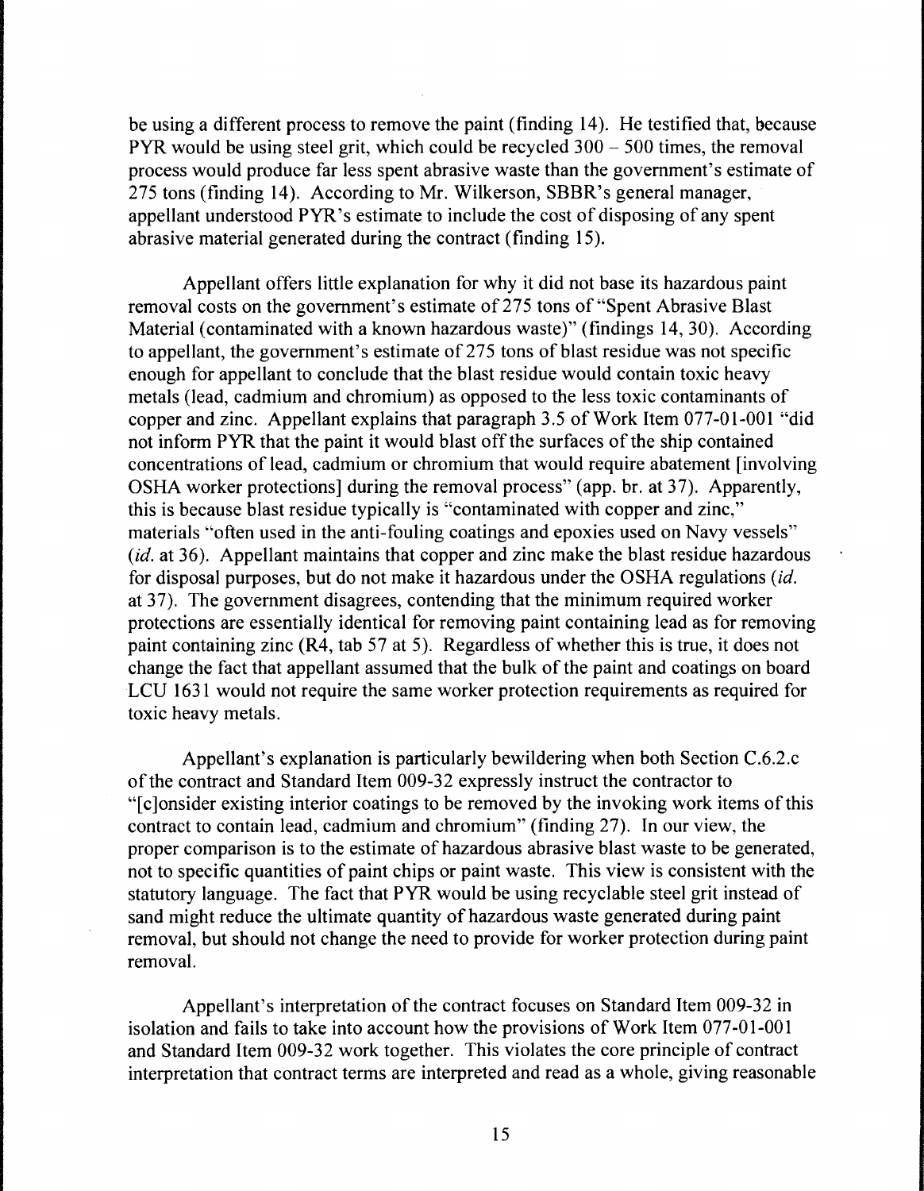be using a different process to remove the paint (finding 14). He testified that, because PYR would be using steel grit, which could be recycled 300 – 500 times, the removal process would produce far less spent abrasive waste than the government's estimate of 275 tons (finding 14). According to Mr. Wilkerson, SBBR's general manager, appellant understood PYR's estimate to include the cost of disposing of any spent abrasive material generated during the contract (finding 15).

Appellant offers little explanation for why it did not base its hazardous paint removal costs on the government's estimate of 275 tons of "Spent Abrasive Blast Material (contaminated with a known hazardous waste)" (findings 14, 30). According to appellant, the government's estimate of 275 tons of blast residue was not specific enough for appellant to conclude that the blast residue would contain toxic heavy metals (lead, cadmium and chromium) as opposed to the less toxic contaminants of copper and zinc. Appellant explains that paragraph 3.5 of Work Item 077-01-001 "did not inform PYR that the paint it would blast off the surfaces of the ship contained concentrations of lead, cadmium or chromium that would require abatement [involving OSHA worker protections] during the removal process" (app. br. at 37). Apparently, this is because blast residue typically is "contaminated with copper and zinc," materials "often used in the anti-fouling coatings and epoxies used on Navy vessels" (*id.* at 36). Appellant maintains that copper and zinc make the blast residue hazardous for disposal purposes, but do not make it hazardous under the OSHA regulations (*id.* at 37). The government disagrees, contending that the minimum required worker protections are essentially identical for removing paint containing lead as for removing paint containing zinc (R4, tab 57 at 5). Regardless of whether this is true, it does not change the fact that appellant assumed that the bulk of the paint and coatings on board LCU 1631 would not require the same worker protection requirements as required for toxic heavy metals.

Appellant's explanation is particularly bewildering when both Section C.6.2.c of the contract and Standard Item 009-32 expressly instruct the contractor to "[c]onsider existing interior coatings to be removed by the invoking work items of this contract to contain lead, cadmium and chromium" (finding 27). In our view, the proper comparison is to the estimate of hazardous abrasive blast waste to be generated, not to specific quantities of paint chips or paint waste. This view is consistent with the statutory language. The fact that PYR would be using recyclable steel grit instead of sand might reduce the ultimate quantity of hazardous waste generated during paint removal, but should not change the need to provide for worker protection during paint removal.

Appellant's interpretation of the contract focuses on Standard Item 009-32 in isolation and fails to take into account how the provisions of Work Item 077-01-001 and Standard Item 009-32 work together. This violates the core principle of contract interpretation that contract terms are interpreted and read as a whole, giving reasonable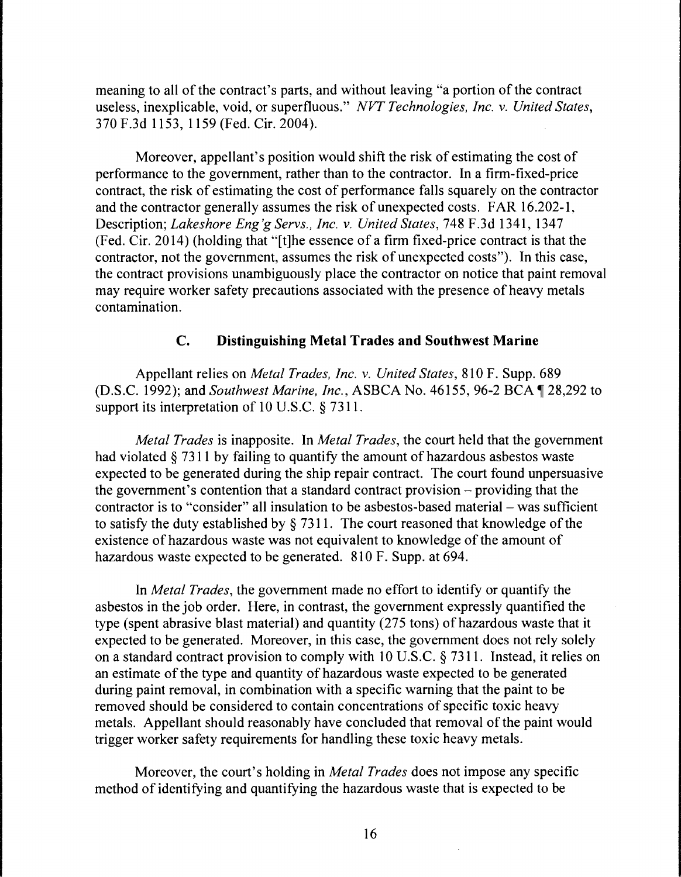meaning to all of the contract's parts, and without leaving "a portion of the contract useless, inexplicable, void, or superfluous." *NVT Technologies, Inc. v. United States*, 370 F.3d 1153, 1159 (Fed. Cir. 2004).

Moreover, appellant's position would shift the risk of estimating the cost of performance to the government, rather than to the contractor. In a firm-fixed-price contract, the risk of estimating the cost of performance falls squarely on the contractor and the contractor generally assumes the risk of unexpected costs. FAR 16.202-1, Description; *Lakeshore Eng'g Servs., Inc. v. United States*, 748 F.3d 1341, 1347 (Fed. Cir. 2014) (holding that "[t]he essence of a firm fixed-price contract is that the contractor, not the government, assumes the risk of unexpected costs"). In this case, the contract provisions unambiguously place the contractor on notice that paint removal may require worker safety precautions associated with the presence of heavy metals contamination.

### C. Distinguishing Metal Trades and Southwest Marine

Appellant relies on *Metal Trades, Inc. v. United States*, 810 F. Supp. 689 (D.S.C. 1992); and *Southwest Marine, Inc.*, ASBCA No. 46155, 96-2 BCA ¶ 28,292 to support its interpretation of 10 U.S.C. § 7311.

*Metal Trades* is inapposite. In *Metal Trades*, the court held that the government had violated § 7311 by failing to quantify the amount of hazardous asbestos waste expected to be generated during the ship repair contract. The court found unpersuasive the government's contention that a standard contract provision – providing that the contractor is to "consider" all insulation to be asbestos-based material – was sufficient to satisfy the duty established by § 7311. The court reasoned that knowledge of the existence of hazardous waste was not equivalent to knowledge of the amount of hazardous waste expected to be generated. 810 F. Supp. at 694.

In *Metal Trades*, the government made no effort to identify or quantify the asbestos in the job order. Here, in contrast, the government expressly quantified the type (spent abrasive blast material) and quantity (275 tons) of hazardous waste that it expected to be generated. Moreover, in this case, the government does not rely solely on a standard contract provision to comply with 10 U.S.C. § 7311. Instead, it relies on an estimate of the type and quantity of hazardous waste expected to be generated during paint removal, in combination with a specific warning that the paint to be removed should be considered to contain concentrations of specific toxic heavy metals. Appellant should reasonably have concluded that removal of the paint would trigger worker safety requirements for handling these toxic heavy metals.

Moreover, the court's holding in *Metal Trades* does not impose any specific method of identifying and quantifying the hazardous waste that is expected to be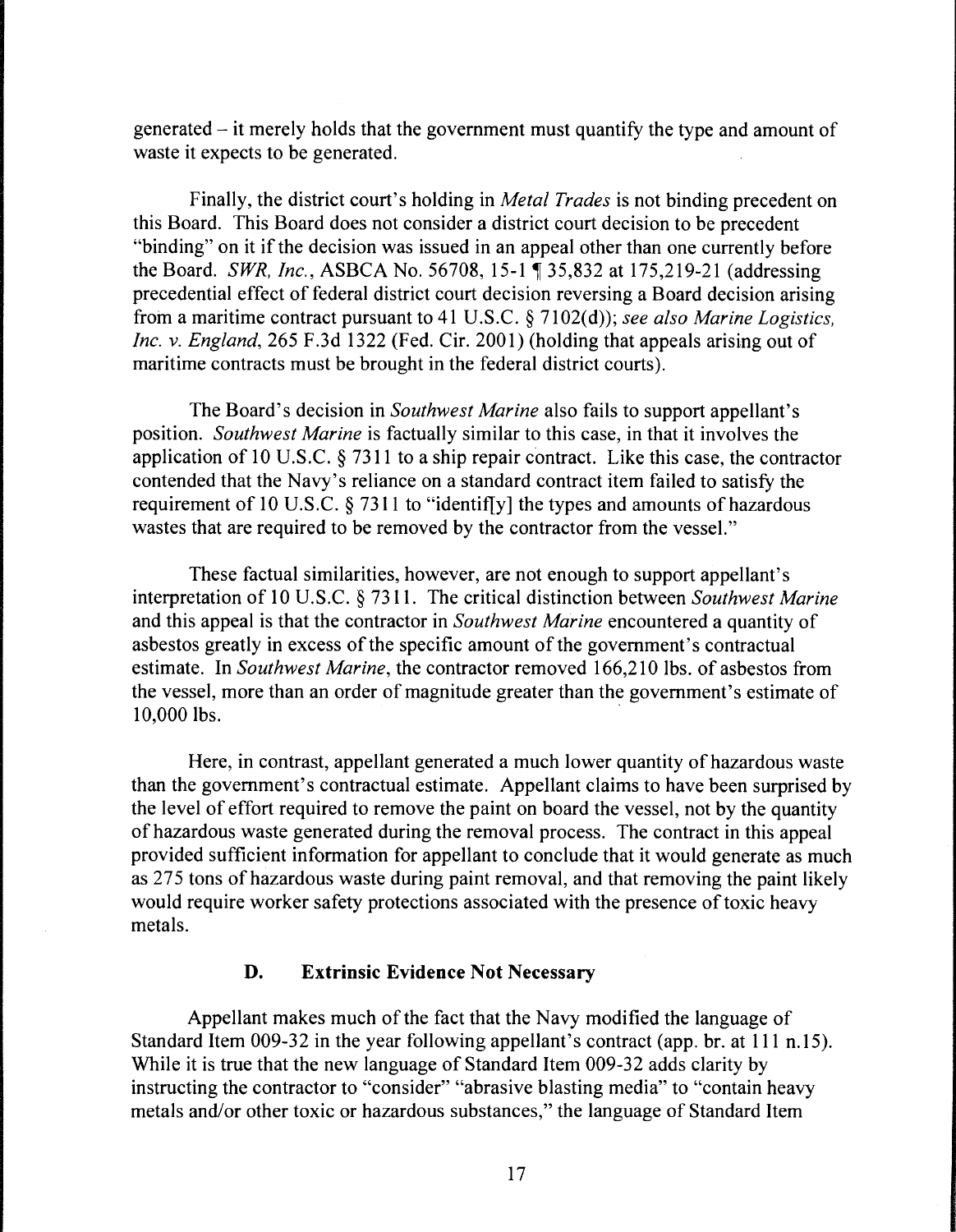generated – it merely holds that the government must quantify the type and amount of waste it expects to be generated.

Finally, the district court's holding in *Metal Trades* is not binding precedent on this Board. This Board does not consider a district court decision to be precedent "binding" on it if the decision was issued in an appeal other than one currently before the Board. *SWR, Inc.*, ASBCA No. 56708, 15-1 ¶ 35,832 at 175,219-21 (addressing precedential effect of federal district court decision reversing a Board decision arising from a maritime contract pursuant to 41 U.S.C. § 7102(d)); *see also Marine Logistics, Inc. v. England*, 265 F.3d 1322 (Fed. Cir. 2001) (holding that appeals arising out of maritime contracts must be brought in the federal district courts).

The Board's decision in *Southwest Marine* also fails to support appellant's position. *Southwest Marine* is factually similar to this case, in that it involves the application of 10 U.S.C. § 7311 to a ship repair contract. Like this case, the contractor contended that the Navy's reliance on a standard contract item failed to satisfy the requirement of 10 U.S.C. § 7311 to "identif[y] the types and amounts of hazardous wastes that are required to be removed by the contractor from the vessel."

These factual similarities, however, are not enough to support appellant's interpretation of 10 U.S.C. § 7311. The critical distinction between *Southwest Marine* and this appeal is that the contractor in *Southwest Marine* encountered a quantity of asbestos greatly in excess of the specific amount of the government's contractual estimate. In *Southwest Marine*, the contractor removed 166,210 lbs. of asbestos from the vessel, more than an order of magnitude greater than the government's estimate of 10,000 lbs.

Here, in contrast, appellant generated a much lower quantity of hazardous waste than the government's contractual estimate. Appellant claims to have been surprised by the level of effort required to remove the paint on board the vessel, not by the quantity of hazardous waste generated during the removal process. The contract in this appeal provided sufficient information for appellant to conclude that it would generate as much as 275 tons of hazardous waste during paint removal, and that removing the paint likely would require worker safety protections associated with the presence of toxic heavy metals.

### D. Extrinsic Evidence Not Necessary

Appellant makes much of the fact that the Navy modified the language of Standard Item 009-32 in the year following appellant's contract (app. br. at 111 n.15). While it is true that the new language of Standard Item 009-32 adds clarity by instructing the contractor to "consider" "abrasive blasting media" to "contain heavy metals and/or other toxic or hazardous substances," the language of Standard Item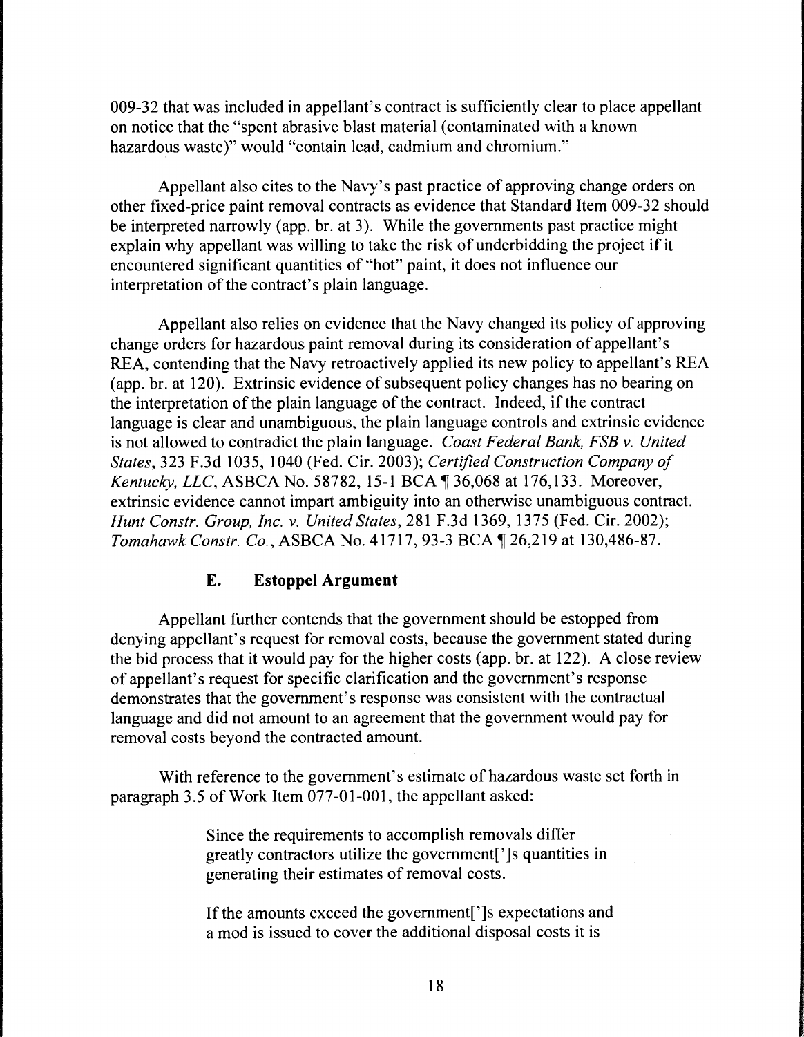009-32 that was included in appellant's contract is sufficiently clear to place appellant on notice that the "spent abrasive blast material (contaminated with a known hazardous waste)" would "contain lead, cadmium and chromium."

Appellant also cites to the Navy's past practice of approving change orders on other fixed-price paint removal contracts as evidence that Standard Item 009-32 should be interpreted narrowly (app. br. at 3). While the governments past practice might explain why appellant was willing to take the risk of underbidding the project if it encountered significant quantities of "hot" paint, it does not influence our interpretation of the contract's plain language.

Appellant also relies on evidence that the Navy changed its policy of approving change orders for hazardous paint removal during its consideration of appellant's REA, contending that the Navy retroactively applied its new policy to appellant's REA (app. br. at 120). Extrinsic evidence of subsequent policy changes has no bearing on the interpretation of the plain language of the contract. Indeed, if the contract language is clear and unambiguous, the plain language controls and extrinsic evidence is not allowed to contradict the plain language. *Coast Federal Bank, FSB v. United States*, 323 F.3d 1035, 1040 (Fed. Cir. 2003); *Certified Construction Company of Kentucky, LLC*, ASBCA No. 58782, 15-1 BCA ¶ 36,068 at 176,133. Moreover, extrinsic evidence cannot impart ambiguity into an otherwise unambiguous contract. *Hunt Constr. Group, Inc. v. United States*, 281 F.3d 1369, 1375 (Fed. Cir. 2002); *Tomahawk Constr. Co.*, ASBCA No. 41717, 93-3 BCA ¶ 26,219 at 130,486-87.

### E. Estoppel Argument

Appellant further contends that the government should be estopped from denying appellant's request for removal costs, because the government stated during the bid process that it would pay for the higher costs (app. br. at 122). A close review of appellant's request for specific clarification and the government's response demonstrates that the government's response was consistent with the contractual language and did not amount to an agreement that the government would pay for removal costs beyond the contracted amount.

With reference to the government's estimate of hazardous waste set forth in paragraph 3.5 of Work Item 077-01-001, the appellant asked:

> Since the requirements to accomplish removals differ greatly contractors utilize the government[']s quantities in generating their estimates of removal costs.
>
> If the amounts exceed the government[']s expectations and a mod is issued to cover the additional disposal costs it is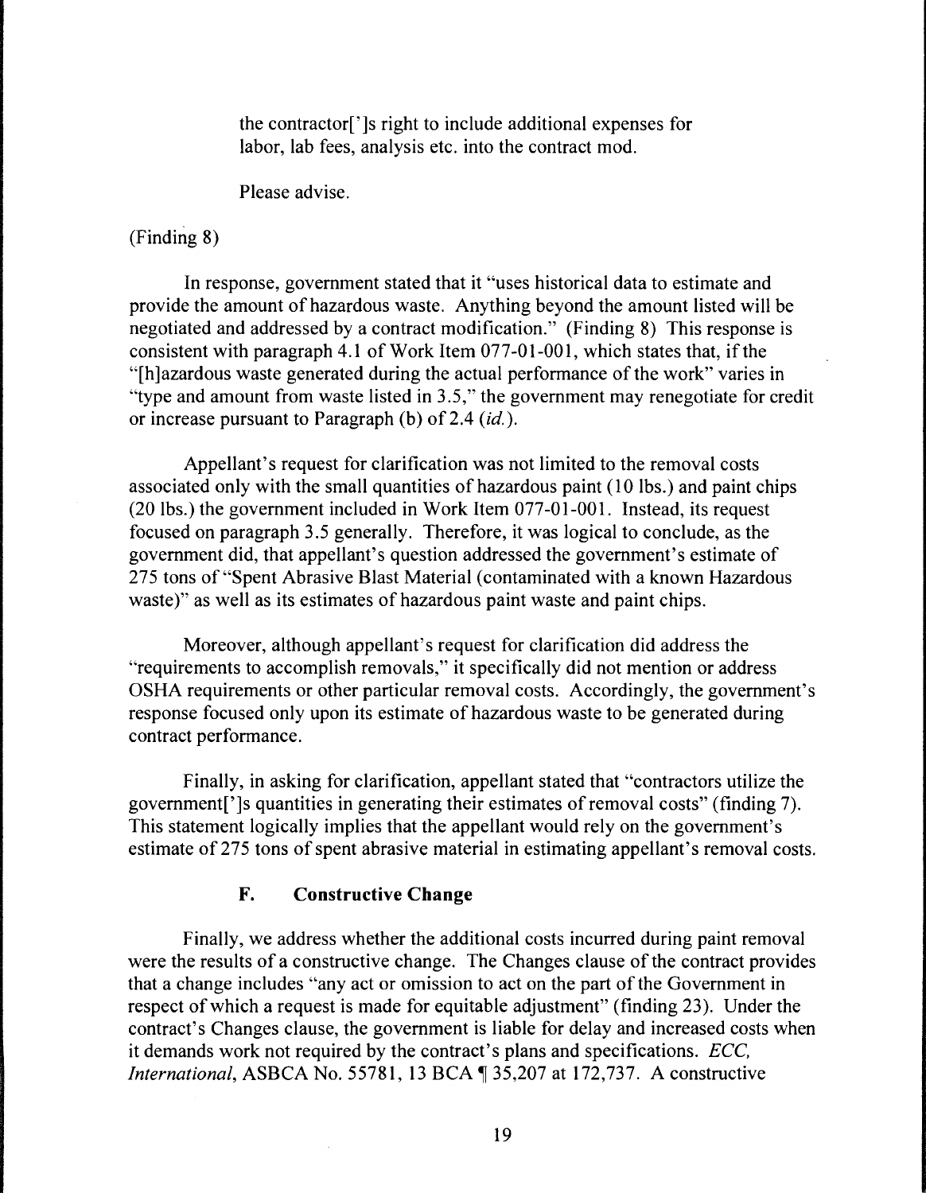> the contractor[']s right to include additional expenses for labor, lab fees, analysis etc. into the contract mod.
>
> Please advise.

(Finding 8)

In response, government stated that it "uses historical data to estimate and provide the amount of hazardous waste. Anything beyond the amount listed will be negotiated and addressed by a contract modification." (Finding 8) This response is consistent with paragraph 4.1 of Work Item 077-01-001, which states that, if the "[h]azardous waste generated during the actual performance of the work" varies in "type and amount from waste listed in 3.5," the government may renegotiate for credit or increase pursuant to Paragraph (b) of 2.4 (*id.*).

Appellant's request for clarification was not limited to the removal costs associated only with the small quantities of hazardous paint (10 lbs.) and paint chips (20 lbs.) the government included in Work Item 077-01-001. Instead, its request focused on paragraph 3.5 generally. Therefore, it was logical to conclude, as the government did, that appellant's question addressed the government's estimate of 275 tons of "Spent Abrasive Blast Material (contaminated with a known Hazardous waste)" as well as its estimates of hazardous paint waste and paint chips.

Moreover, although appellant's request for clarification did address the "requirements to accomplish removals," it specifically did not mention or address OSHA requirements or other particular removal costs. Accordingly, the government's response focused only upon its estimate of hazardous waste to be generated during contract performance.

Finally, in asking for clarification, appellant stated that "contractors utilize the government[']s quantities in generating their estimates of removal costs" (finding 7). This statement logically implies that the appellant would rely on the government's estimate of 275 tons of spent abrasive material in estimating appellant's removal costs.

### F. Constructive Change

Finally, we address whether the additional costs incurred during paint removal were the results of a constructive change. The Changes clause of the contract provides that a change includes "any act or omission to act on the part of the Government in respect of which a request is made for equitable adjustment" (finding 23). Under the contract's Changes clause, the government is liable for delay and increased costs when it demands work not required by the contract's plans and specifications. *ECC, International*, ASBCA No. 55781, 13 BCA ¶ 35,207 at 172,737. A constructive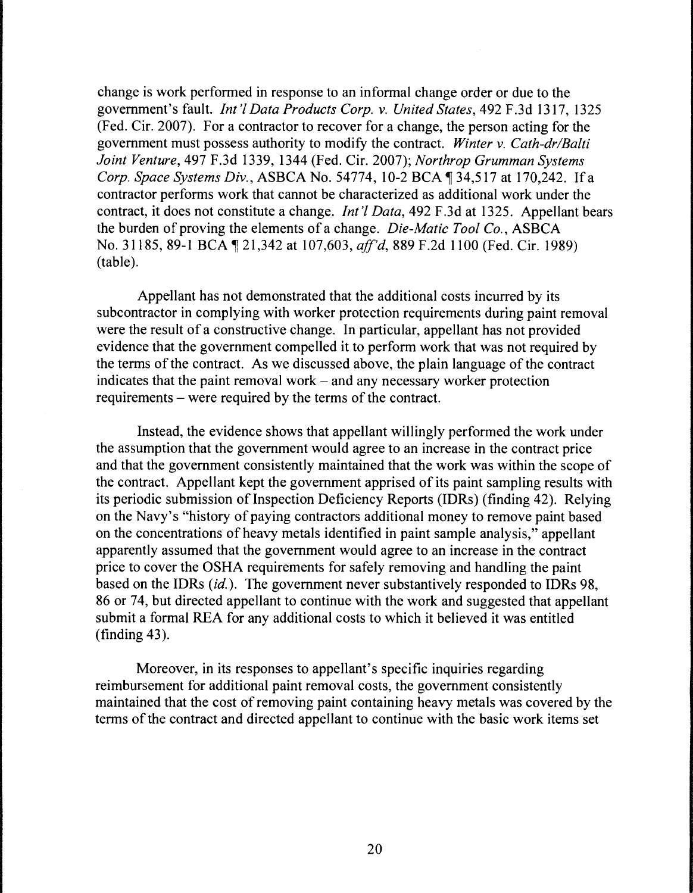change is work performed in response to an informal change order or due to the government's fault. *Int'l Data Products Corp. v. United States*, 492 F.3d 1317, 1325 (Fed. Cir. 2007). For a contractor to recover for a change, the person acting for the government must possess authority to modify the contract. *Winter v. Cath-dr/Balti Joint Venture*, 497 F.3d 1339, 1344 (Fed. Cir. 2007); *Northrop Grumman Systems Corp. Space Systems Div.*, ASBCA No. 54774, 10-2 BCA ¶ 34,517 at 170,242. If a contractor performs work that cannot be characterized as additional work under the contract, it does not constitute a change. *Int'l Data*, 492 F.3d at 1325. Appellant bears the burden of proving the elements of a change. *Die-Matic Tool Co.*, ASBCA No. 31185, 89-1 BCA ¶ 21,342 at 107,603, *aff'd*, 889 F.2d 1100 (Fed. Cir. 1989) (table).

Appellant has not demonstrated that the additional costs incurred by its subcontractor in complying with worker protection requirements during paint removal were the result of a constructive change. In particular, appellant has not provided evidence that the government compelled it to perform work that was not required by the terms of the contract. As we discussed above, the plain language of the contract indicates that the paint removal work – and any necessary worker protection requirements – were required by the terms of the contract.

Instead, the evidence shows that appellant willingly performed the work under the assumption that the government would agree to an increase in the contract price and that the government consistently maintained that the work was within the scope of the contract. Appellant kept the government apprised of its paint sampling results with its periodic submission of Inspection Deficiency Reports (IDRs) (finding 42). Relying on the Navy's "history of paying contractors additional money to remove paint based on the concentrations of heavy metals identified in paint sample analysis," appellant apparently assumed that the government would agree to an increase in the contract price to cover the OSHA requirements for safely removing and handling the paint based on the IDRs (*id.*). The government never substantively responded to IDRs 98, 86 or 74, but directed appellant to continue with the work and suggested that appellant submit a formal REA for any additional costs to which it believed it was entitled (finding 43).

Moreover, in its responses to appellant's specific inquiries regarding reimbursement for additional paint removal costs, the government consistently maintained that the cost of removing paint containing heavy metals was covered by the terms of the contract and directed appellant to continue with the basic work items set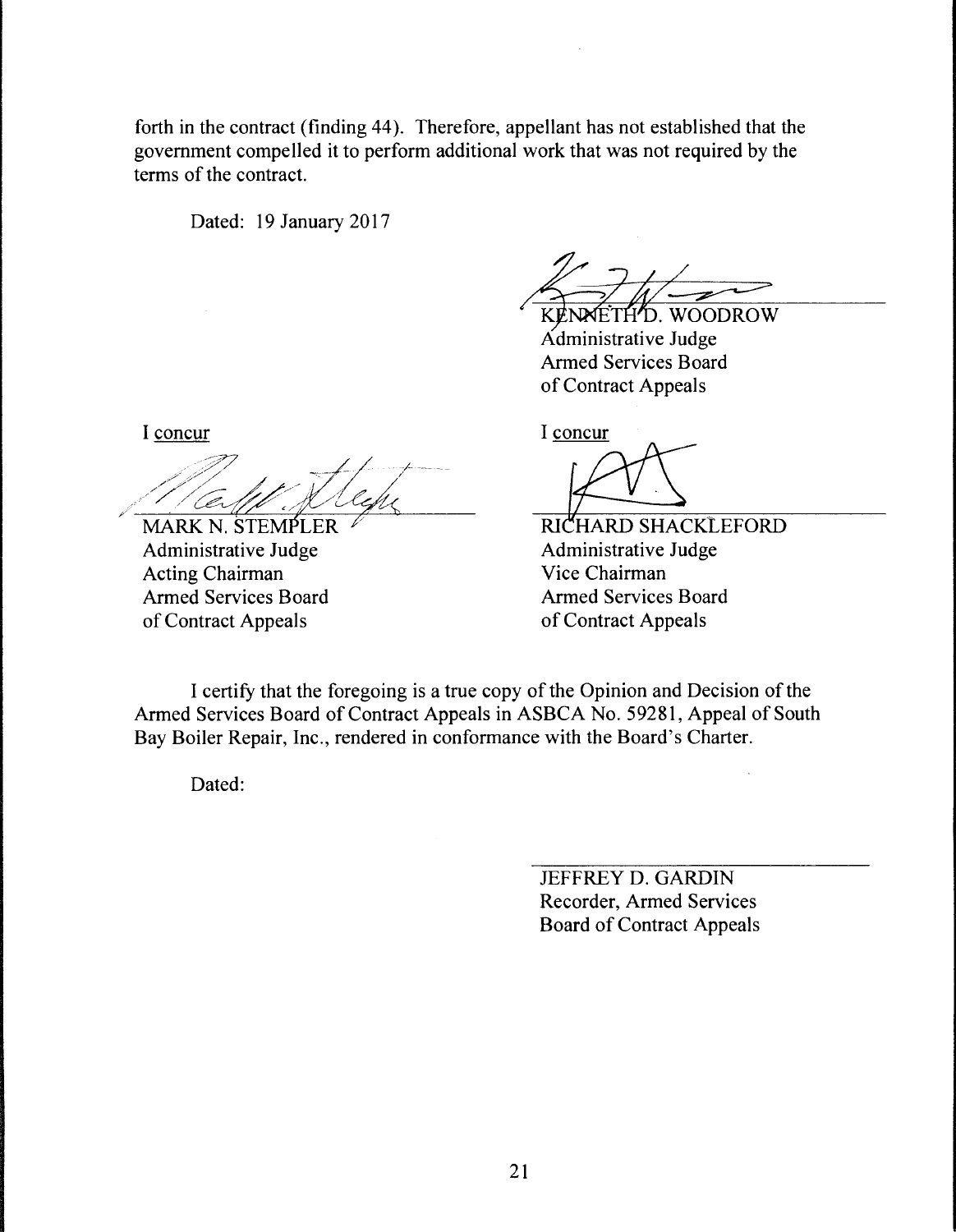forth in the contract (finding 44). Therefore, appellant has not established that the government compelled it to perform additional work that was not required by the terms of the contract.

Dated: 19 January 2017

KENNETH D. WOODROW
Administrative Judge
Armed Services Board
of Contract Appeals

I concur

MARK N. STEMPLER
Administrative Judge
Acting Chairman
Armed Services Board
of Contract Appeals

I concur

RICHARD SHACKLEFORD
Administrative Judge
Vice Chairman
Armed Services Board
of Contract Appeals

I certify that the foregoing is a true copy of the Opinion and Decision of the Armed Services Board of Contract Appeals in ASBCA No. 59281, Appeal of South Bay Boiler Repair, Inc., rendered in conformance with the Board's Charter.

Dated:

JEFFREY D. GARDIN
Recorder, Armed Services
Board of Contract Appeals